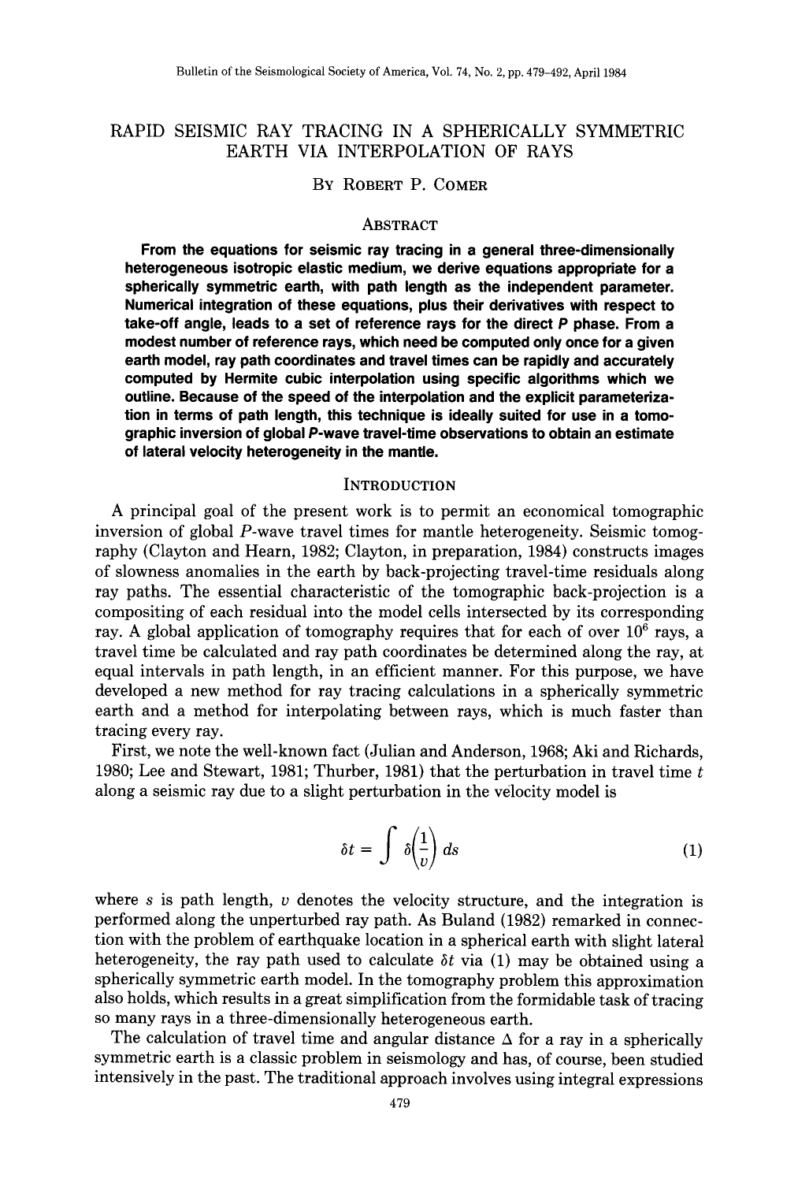# RAPID SEISMIC RAY TRACING IN A SPHERICALLY SYMMETRIC EARTH VIA INTERPOLATION OF RAYS

By Robert P. Comer

## Abstract

**From the equations for seismic ray tracing in a general three-dimensionally heterogeneous isotropic elastic medium, we derive equations appropriate for a spherically symmetric earth, with path length as the independent parameter. Numerical integration of these equations, plus their derivatives with respect to take-off angle, leads to a set of reference rays for the direct *P* phase. From a modest number of reference rays, which need be computed only once for a given earth model, ray path coordinates and travel times can be rapidly and accurately computed by Hermite cubic interpolation using specific algorithms which we outline. Because of the speed of the interpolation and the explicit parameterization in terms of path length, this technique is ideally suited for use in a tomographic inversion of global *P*-wave travel-time observations to obtain an estimate of lateral velocity heterogeneity in the mantle.**

## Introduction

A principal goal of the present work is to permit an economical tomographic inversion of global *P*-wave travel times for mantle heterogeneity. Seismic tomography (Clayton and Hearn, 1982; Clayton, in preparation, 1984) constructs images of slowness anomalies in the earth by back-projecting travel-time residuals along ray paths. The essential characteristic of the tomographic back-projection is a compositing of each residual into the model cells intersected by its corresponding ray. A global application of tomography requires that for each of over $10^6$ rays, a travel time be calculated and ray path coordinates be determined along the ray, at equal intervals in path length, in an efficient manner. For this purpose, we have developed a new method for ray tracing calculations in a spherically symmetric earth and a method for interpolating between rays, which is much faster than tracing every ray.

First, we note the well-known fact (Julian and Anderson, 1968; Aki and Richards, 1980; Lee and Stewart, 1981; Thurber, 1981) that the perturbation in travel time $t$ along a seismic ray due to a slight perturbation in the velocity model is

$$\delta t = \int \delta\left(\frac{1}{v}\right) ds \tag{1}$$

where $s$ is path length, $v$ denotes the velocity structure, and the integration is performed along the unperturbed ray path. As Buland (1982) remarked in connection with the problem of earthquake location in a spherical earth with slight lateral heterogeneity, the ray path used to calculate $\delta t$ via (1) may be obtained using a spherically symmetric earth model. In the tomography problem this approximation also holds, which results in a great simplification from the formidable task of tracing so many rays in a three-dimensionally heterogeneous earth.

The calculation of travel time and angular distance $\Delta$ for a ray in a spherically symmetric earth is a classic problem in seismology and has, of course, been studied intensively in the past. The traditional approach involves using integral expressions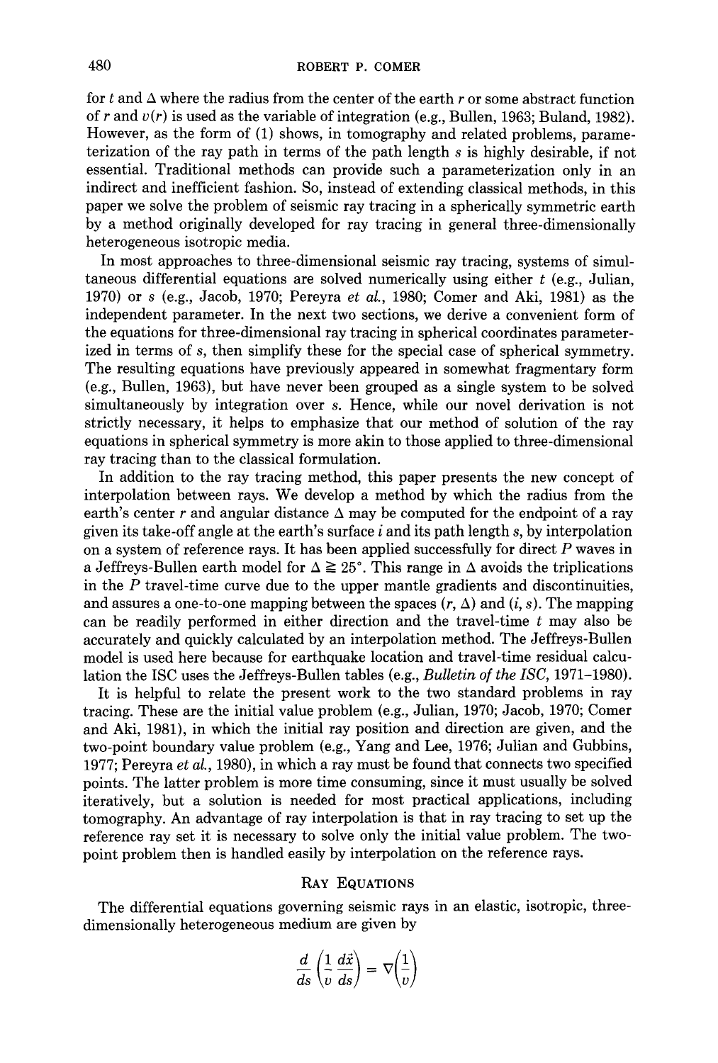for $t$ and $\Delta$ where the radius from the center of the earth $r$ or some abstract function of $r$ and $v(r)$ is used as the variable of integration (e.g., Bullen, 1963; Buland, 1982). However, as the form of (1) shows, in tomography and related problems, parameterization of the ray path in terms of the path length $s$ is highly desirable, if not essential. Traditional methods can provide such a parameterization only in an indirect and inefficient fashion. So, instead of extending classical methods, in this paper we solve the problem of seismic ray tracing in a spherically symmetric earth by a method originally developed for ray tracing in general three-dimensionally heterogeneous isotropic media.

In most approaches to three-dimensional seismic ray tracing, systems of simultaneous differential equations are solved numerically using either $t$ (e.g., Julian, 1970) or $s$ (e.g., Jacob, 1970; Pereyra *et al.*, 1980; Comer and Aki, 1981) as the independent parameter. In the next two sections, we derive a convenient form of the equations for three-dimensional ray tracing in spherical coordinates parameterized in terms of $s$, then simplify these for the special case of spherical symmetry. The resulting equations have previously appeared in somewhat fragmentary form (e.g., Bullen, 1963), but have never been grouped as a single system to be solved simultaneously by integration over $s$. Hence, while our novel derivation is not strictly necessary, it helps to emphasize that our method of solution of the ray equations in spherical symmetry is more akin to those applied to three-dimensional ray tracing than to the classical formulation.

In addition to the ray tracing method, this paper presents the new concept of interpolation between rays. We develop a method by which the radius from the earth's center $r$ and angular distance $\Delta$ may be computed for the endpoint of a ray given its take-off angle at the earth's surface $i$ and its path length $s$, by interpolation on a system of reference rays. It has been applied successfully for direct $P$ waves in a Jeffreys-Bullen earth model for $\Delta \geqq 25°$. This range in $\Delta$ avoids the triplications in the $P$ travel-time curve due to the upper mantle gradients and discontinuities, and assures a one-to-one mapping between the spaces $(r, \Delta)$ and $(i, s)$. The mapping can be readily performed in either direction and the travel-time $t$ may also be accurately and quickly calculated by an interpolation method. The Jeffreys-Bullen model is used here because for earthquake location and travel-time residual calculation the ISC uses the Jeffreys-Bullen tables (e.g., *Bulletin of the ISC*, 1971–1980).

It is helpful to relate the present work to the two standard problems in ray tracing. These are the initial value problem (e.g., Julian, 1970; Jacob, 1970; Comer and Aki, 1981), in which the initial ray position and direction are given, and the two-point boundary value problem (e.g., Yang and Lee, 1976; Julian and Gubbins, 1977; Pereyra *et al.*, 1980), in which a ray must be found that connects two specified points. The latter problem is more time consuming, since it must usually be solved iteratively, but a solution is needed for most practical applications, including tomography. An advantage of ray interpolation is that in ray tracing to set up the reference ray set it is necessary to solve only the initial value problem. The two-point problem then is handled easily by interpolation on the reference rays.

## Ray Equations

The differential equations governing seismic rays in an elastic, isotropic, three-dimensionally heterogeneous medium are given by

$$\frac{d}{ds}\left(\frac{1}{v}\frac{d\vec{x}}{ds}\right) = \nabla\left(\frac{1}{v}\right)$$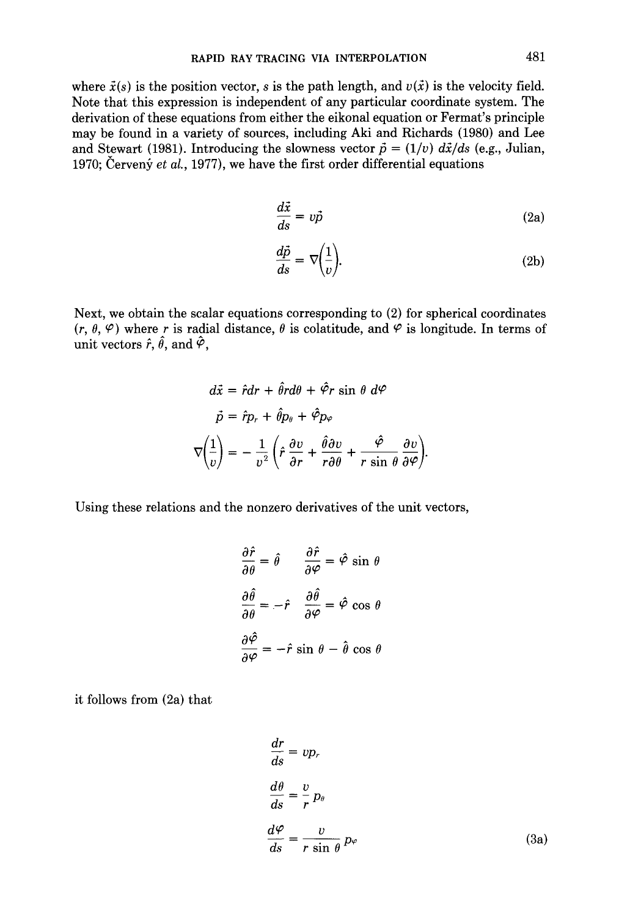where $\vec{x}(s)$ is the position vector, $s$ is the path length, and $v(\vec{x})$ is the velocity field. Note that this expression is independent of any particular coordinate system. The derivation of these equations from either the eikonal equation or Fermat's principle may be found in a variety of sources, including Aki and Richards (1980) and Lee and Stewart (1981). Introducing the slowness vector $\vec{p} = (1/v)\, d\vec{x}/ds$ (e.g., Julian, 1970; Červený *et al.*, 1977), we have the first order differential equations

$$\frac{d\vec{x}}{ds} = v\vec{p} \tag{2a}$$

$$\frac{d\vec{p}}{ds} = \nabla\left(\frac{1}{v}\right). \tag{2b}$$

Next, we obtain the scalar equations corresponding to (2) for spherical coordinates $(r, \theta, \varphi)$ where $r$ is radial distance, $\theta$ is colatitude, and $\varphi$ is longitude. In terms of unit vectors $\hat{r}$, $\hat{\theta}$, and $\hat{\varphi}$,

$$d\vec{x} = \hat{r}dr + \hat{\theta}r d\theta + \hat{\varphi}r \sin\theta \, d\varphi$$

$$\vec{p} = \hat{r}p_r + \hat{\theta}p_\theta + \hat{\varphi}p_\varphi$$

$$\nabla\left(\frac{1}{v}\right) = -\frac{1}{v^2}\left(\hat{r}\frac{\partial v}{\partial r} + \frac{\hat{\theta}\partial v}{r\partial\theta} + \frac{\hat{\varphi}}{r\sin\theta}\frac{\partial v}{\partial\varphi}\right).$$

Using these relations and the nonzero derivatives of the unit vectors,

$$\frac{\partial\hat{r}}{\partial\theta} = \hat{\theta} \qquad \frac{\partial\hat{r}}{\partial\varphi} = \hat{\varphi}\sin\theta$$

$$\frac{\partial\hat{\theta}}{\partial\theta} = -\hat{r} \qquad \frac{\partial\hat{\theta}}{\partial\varphi} = \hat{\varphi}\cos\theta$$

$$\frac{\partial\hat{\varphi}}{\partial\varphi} = -\hat{r}\sin\theta - \hat{\theta}\cos\theta$$

it follows from (2a) that

$$\frac{dr}{ds} = vp_r$$

$$\frac{d\theta}{ds} = \frac{v}{r}p_\theta$$

$$\frac{d\varphi}{ds} = \frac{v}{r\sin\theta}p_\varphi \tag{3a}$$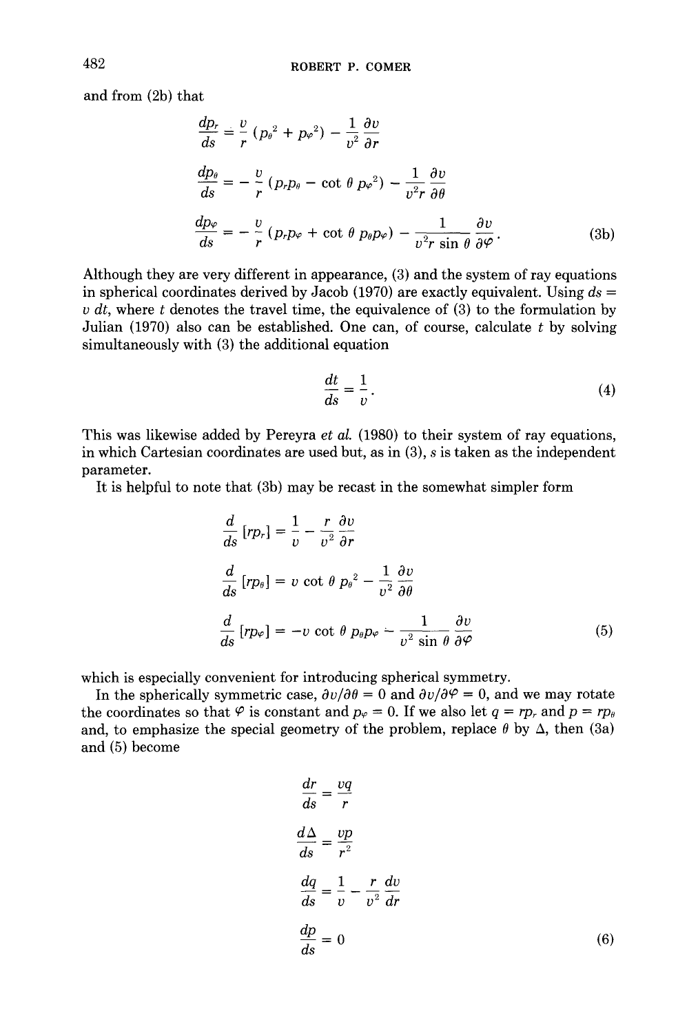and from (2b) that

$$
\begin{aligned}
\frac{dp_r}{ds} &= \frac{v}{r}\,(p_\theta^2 + p_\varphi^2) - \frac{1}{v^2}\frac{\partial v}{\partial r} \\
\frac{dp_\theta}{ds} &= -\frac{v}{r}\,(p_r p_\theta - \cot\theta\, p_\varphi^2) - \frac{1}{v^2 r}\frac{\partial v}{\partial \theta} \\
\frac{dp_\varphi}{ds} &= -\frac{v}{r}\,(p_r p_\varphi + \cot\theta\, p_\theta p_\varphi) - \frac{1}{v^2 r \sin\theta}\frac{\partial v}{\partial \varphi}.
\end{aligned}
\tag{3b}
$$

Although they are very different in appearance, (3) and the system of ray equations in spherical coordinates derived by Jacob (1970) are exactly equivalent. Using $ds = v\,dt$, where $t$ denotes the travel time, the equivalence of (3) to the formulation by Julian (1970) also can be established. One can, of course, calculate $t$ by solving simultaneously with (3) the additional equation

$$
\frac{dt}{ds} = \frac{1}{v}. \tag{4}
$$

This was likewise added by Pereyra *et al.* (1980) to their system of ray equations, in which Cartesian coordinates are used but, as in (3), $s$ is taken as the independent parameter.

It is helpful to note that (3b) may be recast in the somewhat simpler form

$$
\begin{aligned}
\frac{d}{ds}\,[rp_r] &= \frac{1}{v} - \frac{r}{v^2}\frac{\partial v}{\partial r} \\
\frac{d}{ds}\,[rp_\theta] &= v\cot\theta\, p_\varphi^2 - \frac{1}{v^2}\frac{\partial v}{\partial \theta} \\
\frac{d}{ds}\,[rp_\varphi] &= -v\cot\theta\, p_\theta p_\varphi - \frac{1}{v^2 \sin\theta}\frac{\partial v}{\partial \varphi}
\end{aligned}
\tag{5}
$$

which is especially convenient for introducing spherical symmetry.

In the spherically symmetric case, $\partial v/\partial\theta = 0$ and $\partial v/\partial\varphi = 0$, and we may rotate the coordinates so that $\varphi$ is constant and $p_\varphi = 0$. If we also let $q = rp_r$ and $p = rp_\theta$ and, to emphasize the special geometry of the problem, replace $\theta$ by $\Delta$, then (3a) and (5) become

$$
\begin{aligned}
\frac{dr}{ds} &= \frac{vq}{r} \\
\frac{d\Delta}{ds} &= \frac{vp}{r^2} \\
\frac{dq}{ds} &= \frac{1}{v} - \frac{r}{v^2}\frac{dv}{dr} \\
\frac{dp}{ds} &= 0
\end{aligned}
\tag{6}
$$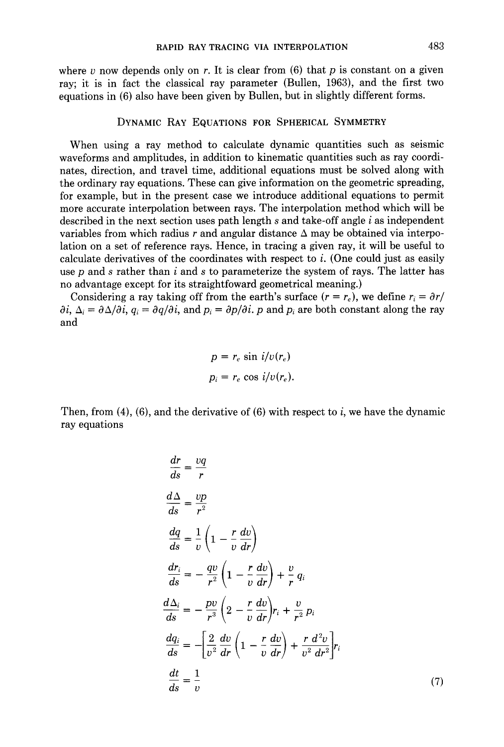where $v$ now depends only on $r$. It is clear from (6) that $p$ is constant on a given ray; it is in fact the classical ray parameter (Bullen, 1963), and the first two equations in (6) also have been given by Bullen, but in slightly different forms.

## Dynamic Ray Equations for Spherical Symmetry

When using a ray method to calculate dynamic quantities such as seismic waveforms and amplitudes, in addition to kinematic quantities such as ray coordinates, direction, and travel time, additional equations must be solved along with the ordinary ray equations. These can give information on the geometric spreading, for example, but in the present case we introduce additional equations to permit more accurate interpolation between rays. The interpolation method which will be described in the next section uses path length $s$ and take-off angle $i$ as independent variables from which radius $r$ and angular distance $\Delta$ may be obtained via interpolation on a set of reference rays. Hence, in tracing a given ray, it will be useful to calculate derivatives of the coordinates with respect to $i$. (One could just as easily use $p$ and $s$ rather than $i$ and $s$ to parameterize the system of rays. The latter has no advantage except for its straightfoward geometrical meaning.)

Considering a ray taking off from the earth's surface ($r = r_e$), we define $r_i = \partial r/\partial i$, $\Delta_i = \partial \Delta/\partial i$, $q_i = \partial q/\partial i$, and $p_i = \partial p/\partial i$. $p$ and $p_i$ are both constant along the ray and

$$p = r_e \sin i/v(r_e)$$

$$p_i = r_e \cos i/v(r_e).$$

Then, from (4), (6), and the derivative of (6) with respect to $i$, we have the dynamic ray equations

$$
\begin{aligned}
\frac{dr}{ds} &= \frac{vq}{r} \\
\frac{d\Delta}{ds} &= \frac{vp}{r^2} \\
\frac{dq}{ds} &= \frac{1}{v}\left(1 - \frac{r}{v}\frac{dv}{dr}\right) \\
\frac{dr_i}{ds} &= -\frac{qv}{r^2}\left(1 - \frac{r}{v}\frac{dv}{dr}\right) + \frac{v}{r}q_i \\
\frac{d\Delta_i}{ds} &= -\frac{pv}{r^3}\left(2 - \frac{r}{v}\frac{dv}{dr}\right)r_i + \frac{v}{r^2}p_i \\
\frac{dq_i}{ds} &= -\left[\frac{2}{v^2}\frac{dv}{dr}\left(1 - \frac{r}{v}\frac{dv}{dr}\right) + \frac{r}{v^2}\frac{d^2v}{dr^2}\right]r_i \\
\frac{dt}{ds} &= \frac{1}{v}
\end{aligned}
\tag{7}
$$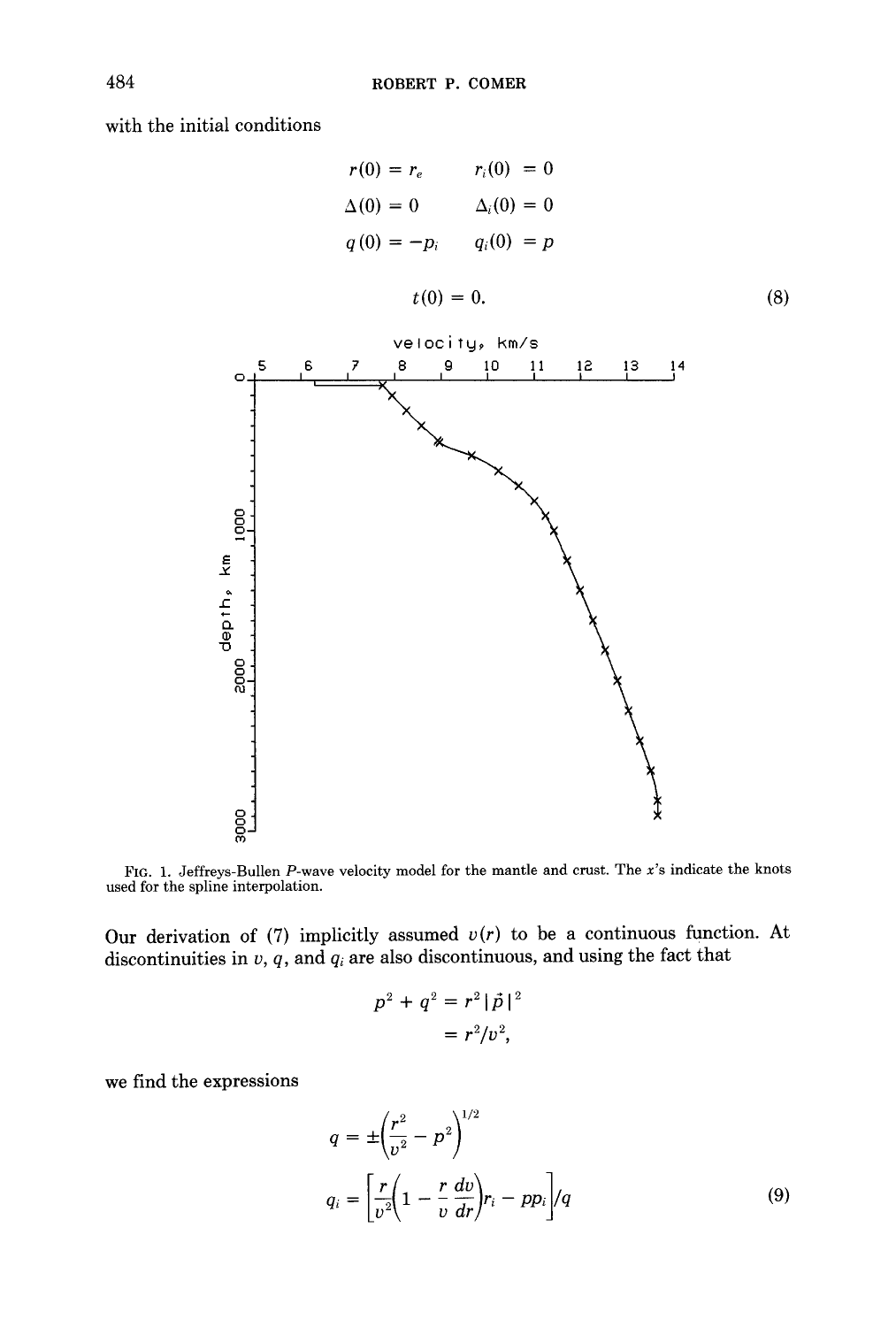with the initial conditions

$$
\begin{aligned}
r(0) &= r_e \qquad & r_i(0) &= 0 \\
\Delta(0) &= 0 \qquad & \Delta_i(0) &= 0 \\
q(0) &= -p_i \qquad & q_i(0) &= p
\end{aligned}
$$

$$
t(0) = 0. \tag{8}
$$

FIG. 1. Jeffreys-Bullen $P$-wave velocity model for the mantle and crust. The $x$'s indicate the knots used for the spline interpolation.

Our derivation of (7) implicitly assumed $v(r)$ to be a continuous function. At discontinuities in $v$, $q$, and $q_i$ are also discontinuous, and using the fact that

$$
\begin{aligned}
p^2 + q^2 &= r^2 |\vec{p}\,|^2 \\
&= r^2/v^2,
\end{aligned}
$$

we find the expressions

$$
\begin{aligned}
q &= \pm\left(\frac{r^2}{v^2} - p^2\right)^{1/2} \\
q_i &= \left[\frac{r}{v^2}\left(1 - \frac{r}{v}\frac{dv}{dr}\right) r_i - pp_i\right] \Big/ q
\end{aligned} \tag{9}
$$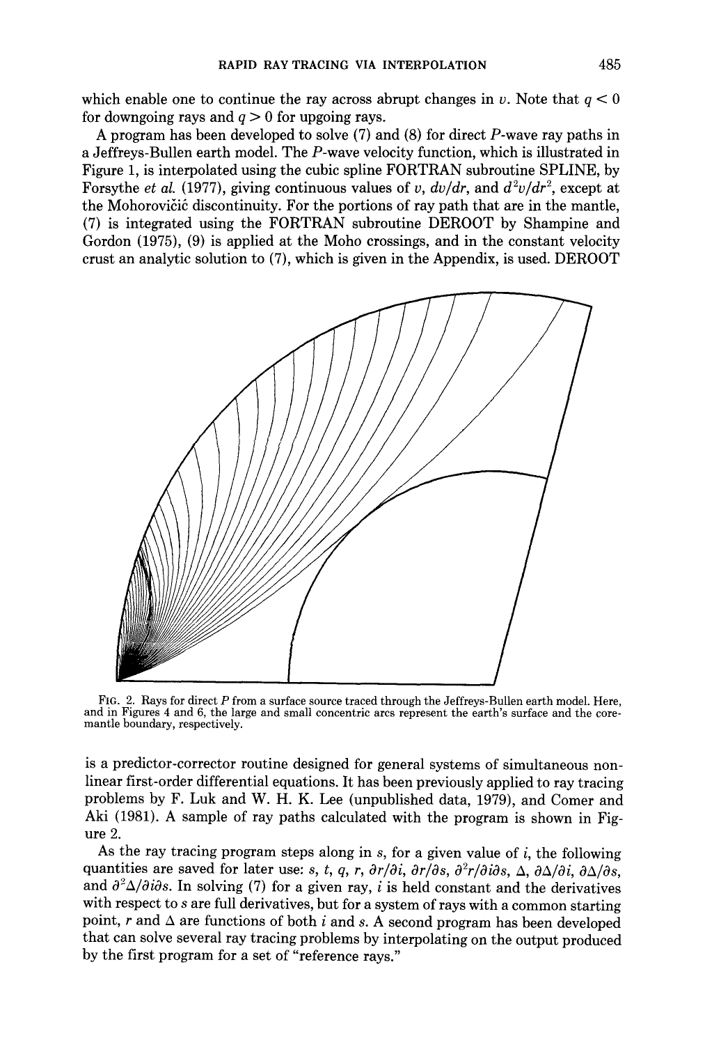which enable one to continue the ray across abrupt changes in $v$. Note that $q < 0$ for downgoing rays and $q > 0$ for upgoing rays.

A program has been developed to solve (7) and (8) for direct $P$-wave ray paths in a Jeffreys-Bullen earth model. The $P$-wave velocity function, which is illustrated in Figure 1, is interpolated using the cubic spline FORTRAN subroutine SPLINE, by Forsythe *et al.* (1977), giving continuous values of $v$, $dv/dr$, and $d^2v/dr^2$, except at the Mohorovičić discontinuity. For the portions of ray path that are in the mantle, (7) is integrated using the FORTRAN subroutine DEROOT by Shampine and Gordon (1975), (9) is applied at the Moho crossings, and in the constant velocity crust an analytic solution to (7), which is given in the Appendix, is used. DEROOT

FIG. 2. Rays for direct $P$ from a surface source traced through the Jeffreys-Bullen earth model. Here, and in Figures 4 and 6, the large and small concentric arcs represent the earth's surface and the core-mantle boundary, respectively.

is a predictor-corrector routine designed for general systems of simultaneous non-linear first-order differential equations. It has been previously applied to ray tracing problems by F. Luk and W. H. K. Lee (unpublished data, 1979), and Comer and Aki (1981). A sample of ray paths calculated with the program is shown in Figure 2.

As the ray tracing program steps along in $s$, for a given value of $i$, the following quantities are saved for later use: $s$, $t$, $q$, $r$, $\partial r/\partial i$, $\partial r/\partial s$, $\partial^2 r/\partial i \partial s$, $\Delta$, $\partial\Delta/\partial i$, $\partial\Delta/\partial s$, and $\partial^2\Delta/\partial i\partial s$. In solving (7) for a given ray, $i$ is held constant and the derivatives with respect to $s$ are full derivatives, but for a system of rays with a common starting point, $r$ and $\Delta$ are functions of both $i$ and $s$. A second program has been developed that can solve several ray tracing problems by interpolating on the output produced by the first program for a set of "reference rays."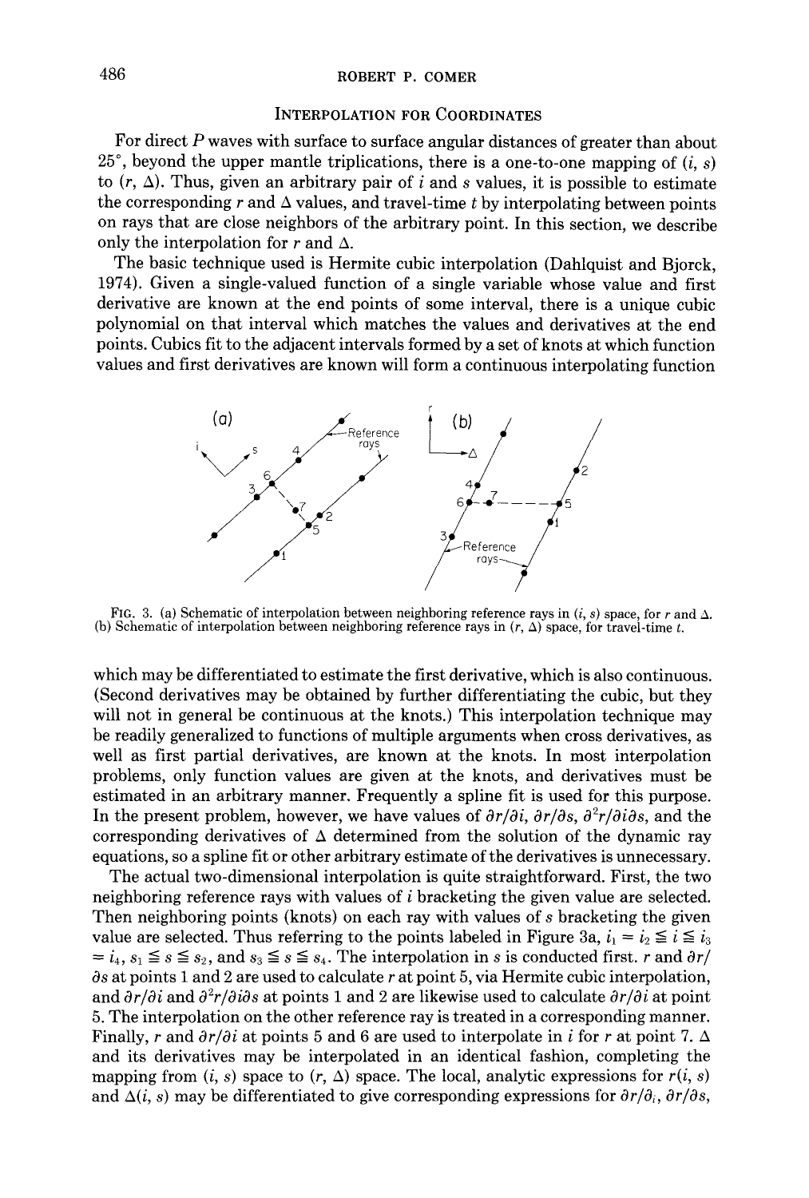## Interpolation for Coordinates

For direct $P$ waves with surface to surface angular distances of greater than about 25°, beyond the upper mantle triplications, there is a one-to-one mapping of $(i, s)$ to $(r, \Delta)$. Thus, given an arbitrary pair of $i$ and $s$ values, it is possible to estimate the corresponding $r$ and $\Delta$ values, and travel-time $t$ by interpolating between points on rays that are close neighbors of the arbitrary point. In this section, we describe only the interpolation for $r$ and $\Delta$.

The basic technique used is Hermite cubic interpolation (Dahlquist and Bjorck, 1974). Given a single-valued function of a single variable whose value and first derivative are known at the end points of some interval, there is a unique cubic polynomial on that interval which matches the values and derivatives at the end points. Cubics fit to the adjacent intervals formed by a set of knots at which function values and first derivatives are known will form a continuous interpolating function which may be differentiated to estimate the first derivative, which is also continuous. (Second derivatives may be obtained by further differentiating the cubic, but they will not in general be continuous at the knots.) This interpolation technique may be readily generalized to functions of multiple arguments when cross derivatives, as well as first partial derivatives, are known at the knots. In most interpolation problems, only function values are given at the knots, and derivatives must be estimated in an arbitrary manner. Frequently a spline fit is used for this purpose. In the present problem, however, we have values of $\partial r/\partial i$, $\partial r/\partial s$, $\partial^2 r/\partial i \partial s$, and the corresponding derivatives of $\Delta$ determined from the solution of the dynamic ray equations, so a spline fit or other arbitrary estimate of the derivatives is unnecessary.

FIG. 3. (a) Schematic of interpolation between neighboring reference rays in $(i, s)$ space, for $r$ and $\Delta$. (b) Schematic of interpolation between neighboring reference rays in $(r, \Delta)$ space, for travel-time $t$.

The actual two-dimensional interpolation is quite straightforward. First, the two neighboring reference rays with values of $i$ bracketing the given value are selected. Then neighboring points (knots) on each ray with values of $s$ bracketing the given value are selected. Thus referring to the points labeled in Figure 3a, $i_1 = i_2 \leqq i \leqq i_3 = i_4$, $s_1 \leqq s \leqq s_2$, and $s_3 \leqq s \leqq s_4$. The interpolation in $s$ is conducted first. $r$ and $\partial r/\partial s$ at points 1 and 2 are used to calculate $r$ at point 5, via Hermite cubic interpolation, and $\partial r/\partial i$ and $\partial^2 r/\partial i \partial s$ at points 1 and 2 are likewise used to calculate $\partial r/\partial i$ at point 5. The interpolation on the other reference ray is treated in a corresponding manner. Finally, $r$ and $\partial r/\partial i$ at points 5 and 6 are used to interpolate in $i$ for $r$ at point 7. $\Delta$ and its derivatives may be interpolated in an identical fashion, completing the mapping from $(i, s)$ space to $(r, \Delta)$ space. The local, analytic expressions for $r(i, s)$ and $\Delta(i, s)$ may be differentiated to give corresponding expressions for $\partial r/\partial_i$, $\partial r/\partial s$,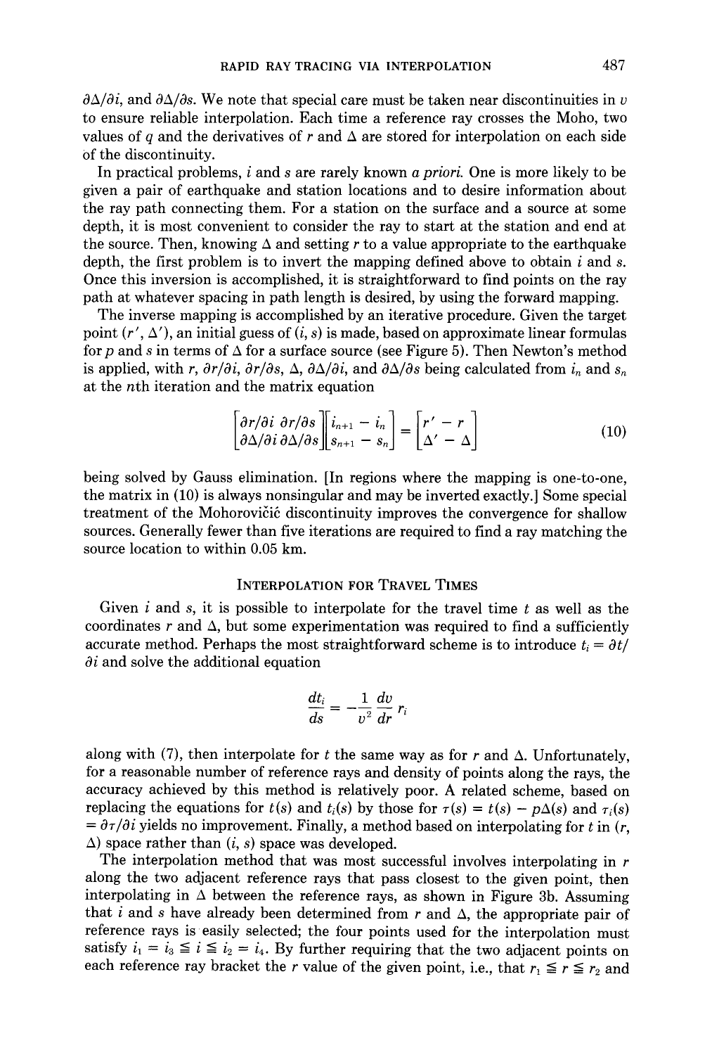$\partial\Delta/\partial i$, and $\partial\Delta/\partial s$. We note that special care must be taken near discontinuities in $v$ to ensure reliable interpolation. Each time a reference ray crosses the Moho, two values of $q$ and the derivatives of $r$ and $\Delta$ are stored for interpolation on each side of the discontinuity.

In practical problems, $i$ and $s$ are rarely known *a priori.* One is more likely to be given a pair of earthquake and station locations and to desire information about the ray path connecting them. For a station on the surface and a source at some depth, it is most convenient to consider the ray to start at the station and end at the source. Then, knowing $\Delta$ and setting $r$ to a value appropriate to the earthquake depth, the first problem is to invert the mapping defined above to obtain $i$ and $s$. Once this inversion is accomplished, it is straightforward to find points on the ray path at whatever spacing in path length is desired, by using the forward mapping.

The inverse mapping is accomplished by an iterative procedure. Given the target point $(r', \Delta')$, an initial guess of $(i, s)$ is made, based on approximate linear formulas for $p$ and $s$ in terms of $\Delta$ for a surface source (see Figure 5). Then Newton's method is applied, with $r$, $\partial r/\partial i$, $\partial r/\partial s$, $\Delta$, $\partial\Delta/\partial i$, and $\partial\Delta/\partial s$ being calculated from $i_n$ and $s_n$ at the $n$th iteration and the matrix equation

$$\begin{bmatrix} \partial r/\partial i & \partial r/\partial s \\ \partial\Delta/\partial i & \partial\Delta/\partial s \end{bmatrix} \begin{bmatrix} i_{n+1} - i_n \\ s_{n+1} - s_n \end{bmatrix} = \begin{bmatrix} r' - r \\ \Delta' - \Delta \end{bmatrix} \tag{10}$$

being solved by Gauss elimination. [In regions where the mapping is one-to-one, the matrix in (10) is always nonsingular and may be inverted exactly.] Some special treatment of the Mohorovičić discontinuity improves the convergence for shallow sources. Generally fewer than five iterations are required to find a ray matching the source location to within 0.05 km.

## Interpolation for Travel Times

Given $i$ and $s$, it is possible to interpolate for the travel time $t$ as well as the coordinates $r$ and $\Delta$, but some experimentation was required to find a sufficiently accurate method. Perhaps the most straightforward scheme is to introduce $t_i = \partial t/\partial i$ and solve the additional equation

$$\frac{dt_i}{ds} = -\frac{1}{v^2}\frac{dv}{dr} r_i$$

along with (7), then interpolate for $t$ the same way as for $r$ and $\Delta$. Unfortunately, for a reasonable number of reference rays and density of points along the rays, the accuracy achieved by this method is relatively poor. A related scheme, based on replacing the equations for $t(s)$ and $t_i(s)$ by those for $\tau(s) = t(s) - p\Delta(s)$ and $\tau_i(s) = \partial\tau/\partial i$ yields no improvement. Finally, a method based on interpolating for $t$ in $(r, \Delta)$ space rather than $(i, s)$ space was developed.

The interpolation method that was most successful involves interpolating in $r$ along the two adjacent reference rays that pass closest to the given point, then interpolating in $\Delta$ between the reference rays, as shown in Figure 3b. Assuming that $i$ and $s$ have already been determined from $r$ and $\Delta$, the appropriate pair of reference rays is easily selected; the four points used for the interpolation must satisfy $i_1 = i_3 \leq i \leq i_2 = i_4$. By further requiring that the two adjacent points on each reference ray bracket the $r$ value of the given point, i.e., that $r_1 \leq r \leq r_2$ and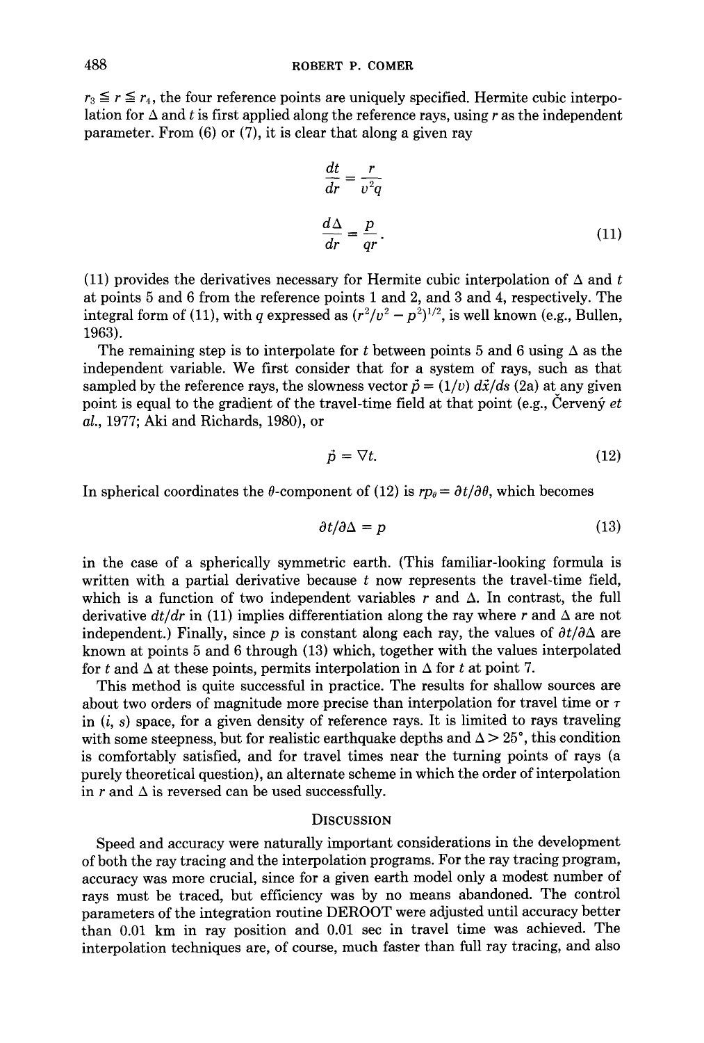$r_3 \leqq r \leqq r_4$, the four reference points are uniquely specified. Hermite cubic interpolation for $\Delta$ and $t$ is first applied along the reference rays, using $r$ as the independent parameter. From (6) or (7), it is clear that along a given ray

$$\frac{dt}{dr} = \frac{r}{v^2 q}$$

$$\frac{d\Delta}{dr} = \frac{p}{qr}. \tag{11}$$

(11) provides the derivatives necessary for Hermite cubic interpolation of $\Delta$ and $t$ at points 5 and 6 from the reference points 1 and 2, and 3 and 4, respectively. The integral form of (11), with $q$ expressed as $(r^2/v^2 - p^2)^{1/2}$, is well known (e.g., Bullen, 1963).

The remaining step is to interpolate for $t$ between points 5 and 6 using $\Delta$ as the independent variable. We first consider that for a system of rays, such as that sampled by the reference rays, the slowness vector $\vec{p} = (1/v)\, d\vec{x}/ds$ (2a) at any given point is equal to the gradient of the travel-time field at that point (e.g., Červený *et al.*, 1977; Aki and Richards, 1980), or

$$\vec{p} = \nabla t. \tag{12}$$

In spherical coordinates the $\theta$-component of (12) is $rp_\theta = \partial t/\partial \theta$, which becomes

$$\partial t/\partial \Delta = p \tag{13}$$

in the case of a spherically symmetric earth. (This familiar-looking formula is written with a partial derivative because $t$ now represents the travel-time field, which is a function of two independent variables $r$ and $\Delta$. In contrast, the full derivative $dt/dr$ in (11) implies differentiation along the ray where $r$ and $\Delta$ are not independent.) Finally, since $p$ is constant along each ray, the values of $\partial t/\partial \Delta$ are known at points 5 and 6 through (13) which, together with the values interpolated for $t$ and $\Delta$ at these points, permits interpolation in $\Delta$ for $t$ at point 7.

This method is quite successful in practice. The results for shallow sources are about two orders of magnitude more precise than interpolation for travel time or $\tau$ in $(i, s)$ space, for a given density of reference rays. It is limited to rays traveling with some steepness, but for realistic earthquake depths and $\Delta > 25°$, this condition is comfortably satisfied, and for travel times near the turning points of rays (a purely theoretical question), an alternate scheme in which the order of interpolation in $r$ and $\Delta$ is reversed can be used successfully.

## Discussion

Speed and accuracy were naturally important considerations in the development of both the ray tracing and the interpolation programs. For the ray tracing program, accuracy was more crucial, since for a given earth model only a modest number of rays must be traced, but efficiency was by no means abandoned. The control parameters of the integration routine DEROOT were adjusted until accuracy better than 0.01 km in ray position and 0.01 sec in travel time was achieved. The interpolation techniques are, of course, much faster than full ray tracing, and also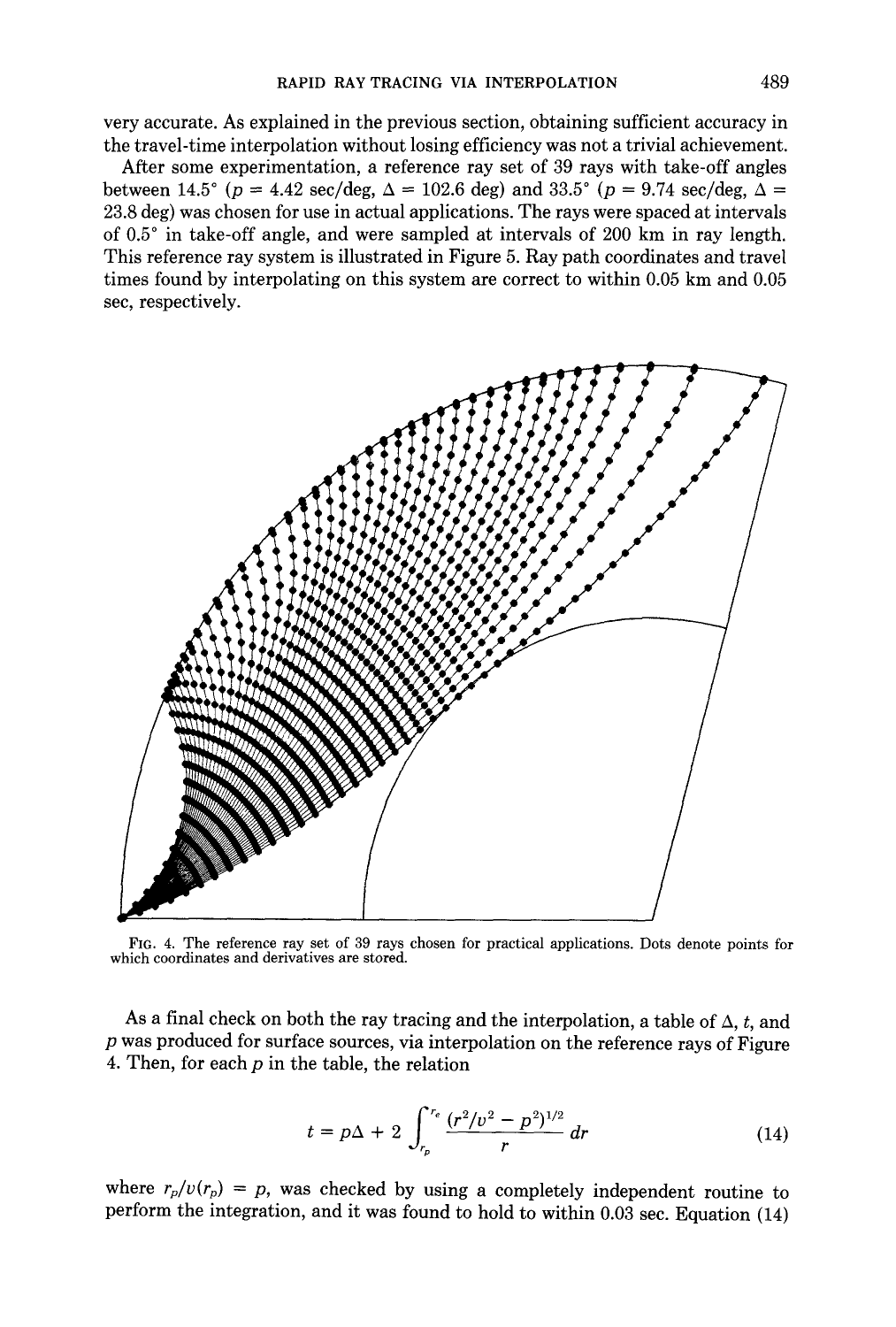very accurate. As explained in the previous section, obtaining sufficient accuracy in the travel-time interpolation without losing efficiency was not a trivial achievement.

After some experimentation, a reference ray set of 39 rays with take-off angles between 14.5° ($p$ = 4.42 sec/deg, $\Delta$ = 102.6 deg) and 33.5° ($p$ = 9.74 sec/deg, $\Delta$ = 23.8 deg) was chosen for use in actual applications. The rays were spaced at intervals of 0.5° in take-off angle, and were sampled at intervals of 200 km in ray length. This reference ray system is illustrated in Figure 5. Ray path coordinates and travel times found by interpolating on this system are correct to within 0.05 km and 0.05 sec, respectively.

FIG. 4. The reference ray set of 39 rays chosen for practical applications. Dots denote points for which coordinates and derivatives are stored.

As a final check on both the ray tracing and the interpolation, a table of $\Delta$, $t$, and $p$ was produced for surface sources, via interpolation on the reference rays of Figure 4. Then, for each $p$ in the table, the relation

$$t = p\Delta + 2\int_{r_p}^{r_e} \frac{(r^2/v^2 - p^2)^{1/2}}{r}\, dr \tag{14}$$

where $r_p/v(r_p) = p$, was checked by using a completely independent routine to perform the integration, and it was found to hold to within 0.03 sec. Equation (14)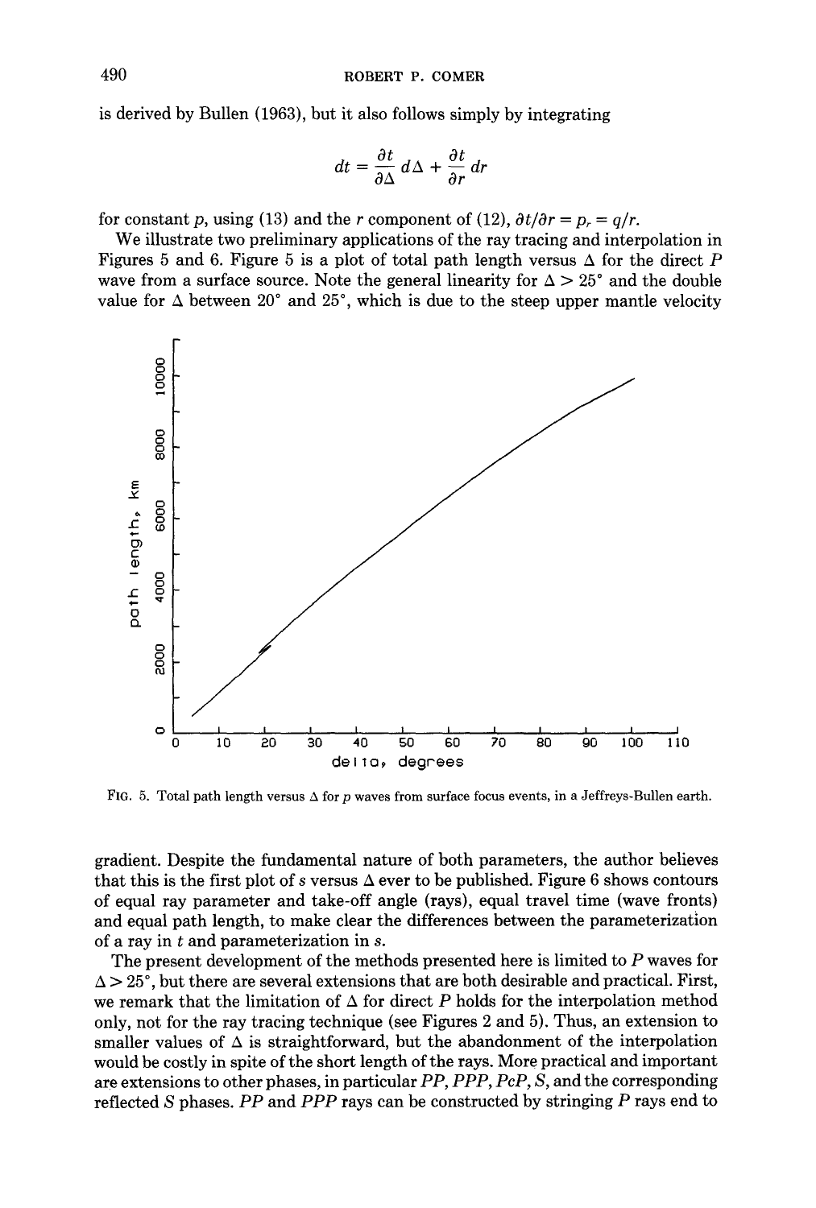is derived by Bullen (1963), but it also follows simply by integrating

$$dt = \frac{\partial t}{\partial \Delta} d\Delta + \frac{\partial t}{\partial r} dr$$

for constant $p$, using (13) and the $r$ component of (12), $\partial t/\partial r = p_r = q/r$.

We illustrate two preliminary applications of the ray tracing and interpolation in Figures 5 and 6. Figure 5 is a plot of total path length versus $\Delta$ for the direct $P$ wave from a surface source. Note the general linearity for $\Delta > 25°$ and the double value for $\Delta$ between 20° and 25°, which is due to the steep upper mantle velocity gradient. Despite the fundamental nature of both parameters, the author believes that this is the first plot of $s$ versus $\Delta$ ever to be published. Figure 6 shows contours of equal ray parameter and take-off angle (rays), equal travel time (wave fronts) and equal path length, to make clear the differences between the parameterization of a ray in $t$ and parameterization in $s$.

FIG. 5. Total path length versus $\Delta$ for $p$ waves from surface focus events, in a Jeffreys-Bullen earth.

The present development of the methods presented here is limited to $P$ waves for $\Delta > 25°$, but there are several extensions that are both desirable and practical. First, we remark that the limitation of $\Delta$ for direct $P$ holds for the interpolation method only, not for the ray tracing technique (see Figures 2 and 5). Thus, an extension to smaller values of $\Delta$ is straightforward, but the abandonment of the interpolation would be costly in spite of the short length of the rays. More practical and important are extensions to other phases, in particular $PP$, $PPP$, $PcP$, $S$, and the corresponding reflected $S$ phases. $PP$ and $PPP$ rays can be constructed by stringing $P$ rays end to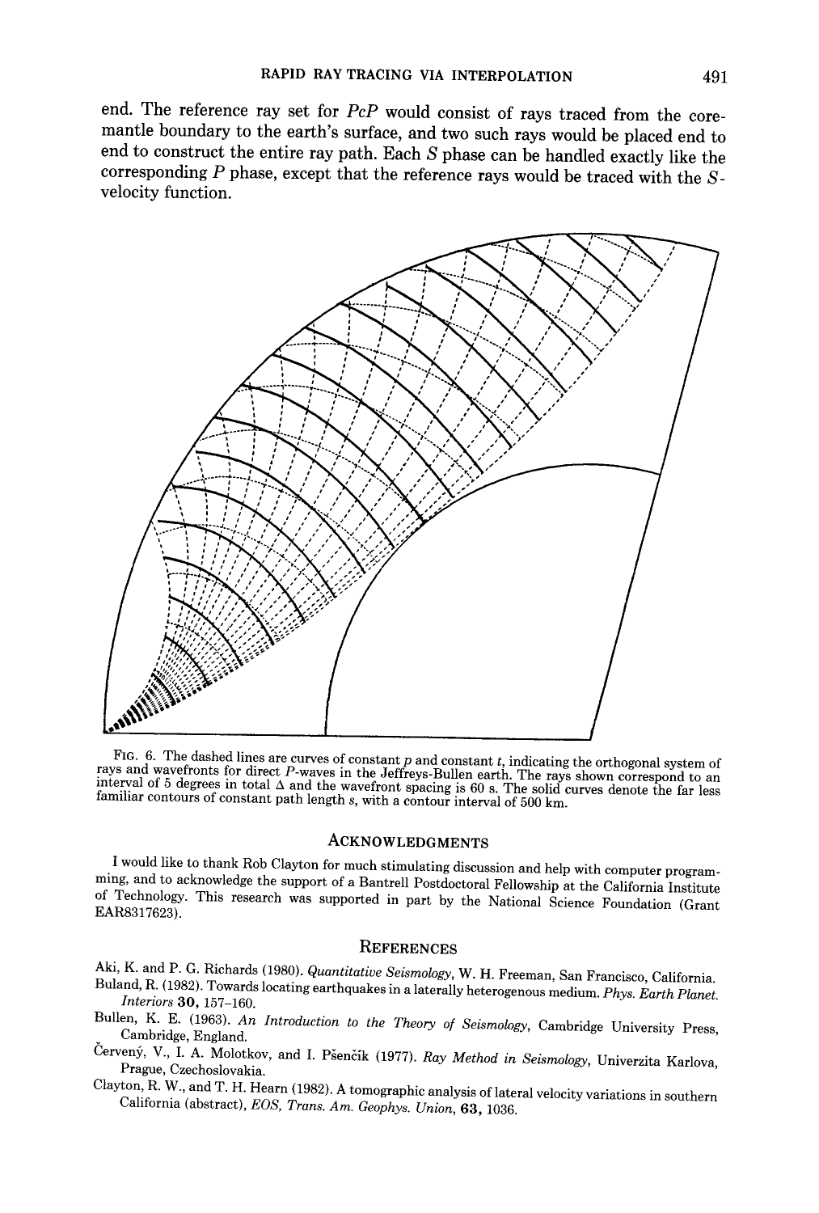end. The reference ray set for *PcP* would consist of rays traced from the core-mantle boundary to the earth's surface, and two such rays would be placed end to end to construct the entire ray path. Each *S* phase can be handled exactly like the corresponding *P* phase, except that the reference rays would be traced with the *S*-velocity function.

FIG. 6. The dashed lines are curves of constant $p$ and constant $t$, indicating the orthogonal system of rays and wavefronts for direct *P*-waves in the Jeffreys-Bullen earth. The rays shown correspond to an interval of 5 degrees in total $\Delta$ and the wavefront spacing is 60 s. The solid curves denote the far less familiar contours of constant path length $s$, with a contour interval of 500 km.

## ACKNOWLEDGMENTS

I would like to thank Rob Clayton for much stimulating discussion and help with computer programming, and to acknowledge the support of a Bantrell Postdoctoral Fellowship at the California Institute of Technology. This research was supported in part by the National Science Foundation (Grant EAR8317623).

## REFERENCES

Aki, K. and P. G. Richards (1980). *Quantitative Seismology*, W. H. Freeman, San Francisco, California.

Buland, R. (1982). Towards locating earthquakes in a laterally heterogenous medium. *Phys. Earth Planet. Interiors* **30**, 157–160.

Bullen, K. E. (1963). *An Introduction to the Theory of Seismology*, Cambridge University Press, Cambridge, England.

Červený, V., I. A. Molotkov, and I. Pšenčík (1977). *Ray Method in Seismology*, Univerzita Karlova, Prague, Czechoslovakia.

Clayton, R. W., and T. H. Hearn (1982). A tomographic analysis of lateral velocity variations in southern California (abstract), *EOS, Trans. Am. Geophys. Union*, **63**, 1036.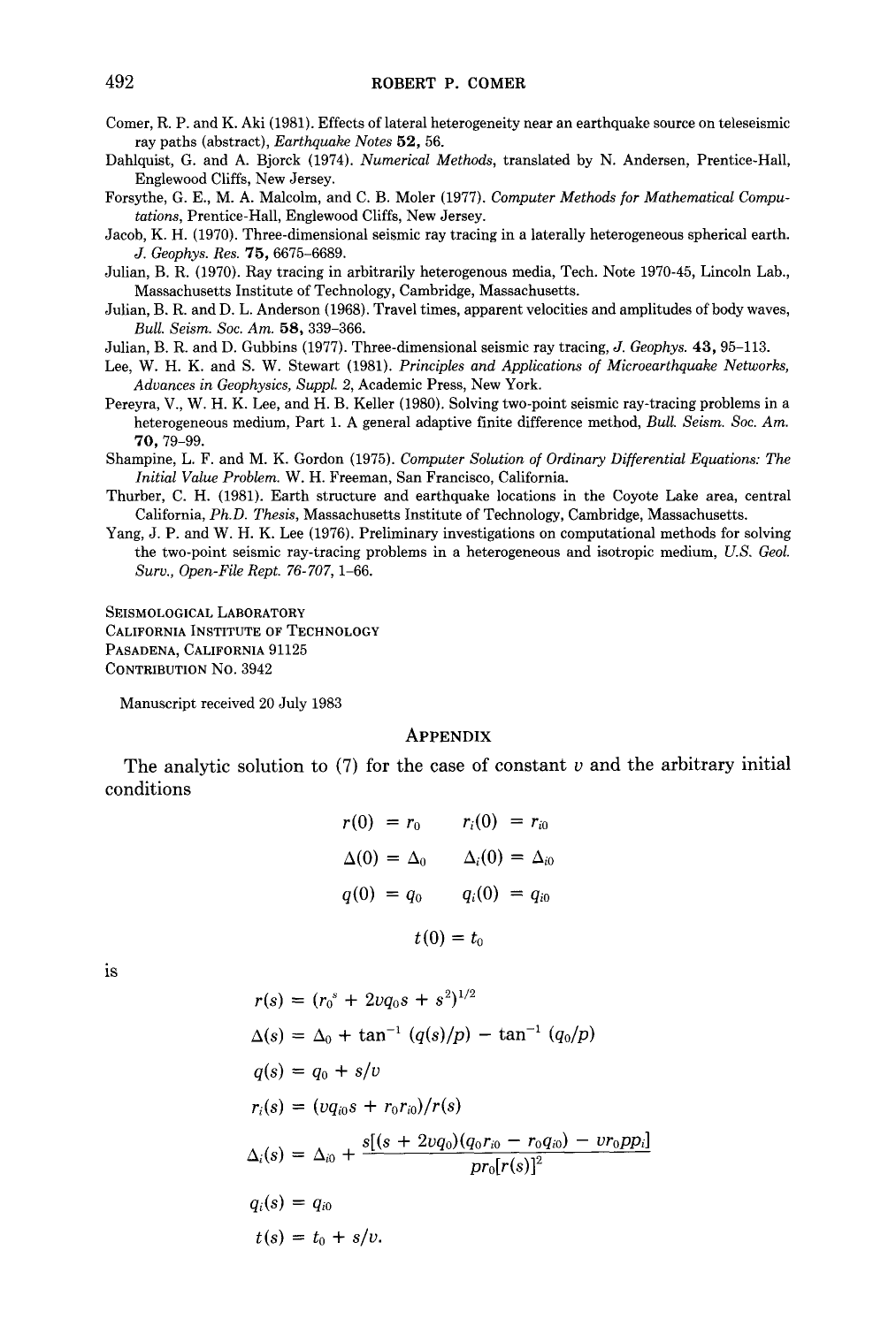Comer, R. P. and K. Aki (1981). Effects of lateral heterogeneity near an earthquake source on teleseismic ray paths (abstract), *Earthquake Notes* **52,** 56.

Dahlquist, G. and A. Bjorck (1974). *Numerical Methods*, translated by N. Andersen, Prentice-Hall, Englewood Cliffs, New Jersey.

Forsythe, G. E., M. A. Malcolm, and C. B. Moler (1977). *Computer Methods for Mathematical Computations*, Prentice-Hall, Englewood Cliffs, New Jersey.

Jacob, K. H. (1970). Three-dimensional seismic ray tracing in a laterally heterogeneous spherical earth. *J. Geophys. Res.* **75,** 6675–6689.

Julian, B. R. (1970). Ray tracing in arbitrarily heterogenous media, Tech. Note 1970-45, Lincoln Lab., Massachusetts Institute of Technology, Cambridge, Massachusetts.

Julian, B. R. and D. L. Anderson (1968). Travel times, apparent velocities and amplitudes of body waves, *Bull. Seism. Soc. Am.* **58,** 339–366.

Julian, B. R. and D. Gubbins (1977). Three-dimensional seismic ray tracing, *J. Geophys.* **43,** 95–113.

Lee, W. H. K. and S. W. Stewart (1981). *Principles and Applications of Microearthquake Networks, Advances in Geophysics, Suppl. 2*, Academic Press, New York.

Pereyra, V., W. H. K. Lee, and H. B. Keller (1980). Solving two-point seismic ray-tracing problems in a heterogeneous medium, Part 1. A general adaptive finite difference method, *Bull. Seism. Soc. Am.* **70,** 79–99.

Shampine, L. F. and M. K. Gordon (1975). *Computer Solution of Ordinary Differential Equations: The Initial Value Problem.* W. H. Freeman, San Francisco, California.

Thurber, C. H. (1981). Earth structure and earthquake locations in the Coyote Lake area, central California, *Ph.D. Thesis*, Massachusetts Institute of Technology, Cambridge, Massachusetts.

Yang, J. P. and W. H. K. Lee (1976). Preliminary investigations on computational methods for solving the two-point seismic ray-tracing problems in a heterogeneous and isotropic medium, *U.S. Geol. Surv., Open-File Rept. 76-707*, 1–66.

SEISMOLOGICAL LABORATORY
CALIFORNIA INSTITUTE OF TECHNOLOGY
PASADENA, CALIFORNIA 91125
CONTRIBUTION NO. 3942

Manuscript received 20 July 1983

## APPENDIX

The analytic solution to (7) for the case of constant $v$ and the arbitrary initial conditions

$$r(0) = r_0 \qquad r_i(0) = r_{i0}$$

$$\Delta(0) = \Delta_0 \qquad \Delta_i(0) = \Delta_{i0}$$

$$q(0) = q_0 \qquad q_i(0) = q_{i0}$$

$$t(0) = t_0$$

is

$$r(s) = (r_0^s + 2vq_0 s + s^2)^{1/2}$$

$$\Delta(s) = \Delta_0 + \tan^{-1}(q(s)/p) - \tan^{-1}(q_0/p)$$

$$q(s) = q_0 + s/v$$

$$r_i(s) = (vq_{i0}s + r_0 r_{i0})/r(s)$$

$$\Delta_i(s) = \Delta_{i0} + \frac{s[(s + 2vq_0)(q_0 r_{i0} - r_0 q_{i0}) - vr_0 pp_i]}{pr_0[r(s)]^2}$$

$$q_i(s) = q_{i0}$$

$$t(s) = t_0 + s/v.$$